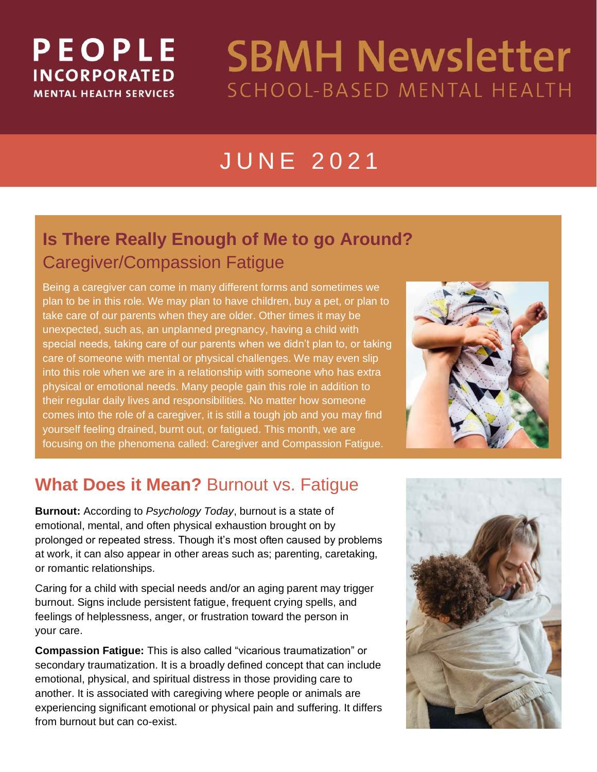PEOPLE INCORPORATED MENTAL HEALTH SERVICES

# SBMH Newsletter

SCHOOL-BASED MENTAL HEALTH

JUNE 2021

## Is There Really Enough of Me to go Around?

### Caregiver/Compassion Fatigue

Being a caregiver can come in many different forms and sometimes we plan to be in this role. We may plan to have children, buy a pet, or plan to take care of our parents when they are older. Other times it may be unexpected, such as, an unplanned pregnancy, having a child with special needs, taking care of our parents when we didn't plan to, or taking care of someone with mental or physical challenges. We may even slip into this role when we are in a relationship with someone who has extra physical or emotional needs. Many people gain this role in addition to their regular daily lives and responsibilities. No matter how someone comes into the role of a caregiver, it is still a tough job and you may find yourself feeling drained, burnt out, or fatigued. This month, we are focusing on the phenomena called: Caregiver and Compassion Fatigue.

## What Does it Mean? Burnout vs. Fatigue

**Burnout:** According to *Psychology Today*, burnout is a state of emotional, mental, and often physical exhaustion brought on by prolonged or repeated stress. Though it's most often caused by problems at work, it can also appear in other areas such as; parenting, caretaking, or romantic relationships.

Caring for a child with special needs and/or an aging parent may trigger burnout. Signs include persistent fatigue, frequent crying spells, and feelings of helplessness, anger, or frustration toward the person in your care.

**Compassion Fatigue:** This is also called "vicarious traumatization" or secondary traumatization. It is a broadly defined concept that can include emotional, physical, and spiritual distress in those providing care to another. It is associated with caregiving where people or animals are experiencing significant emotional or physical pain and suffering. It differs from burnout but can co-exist.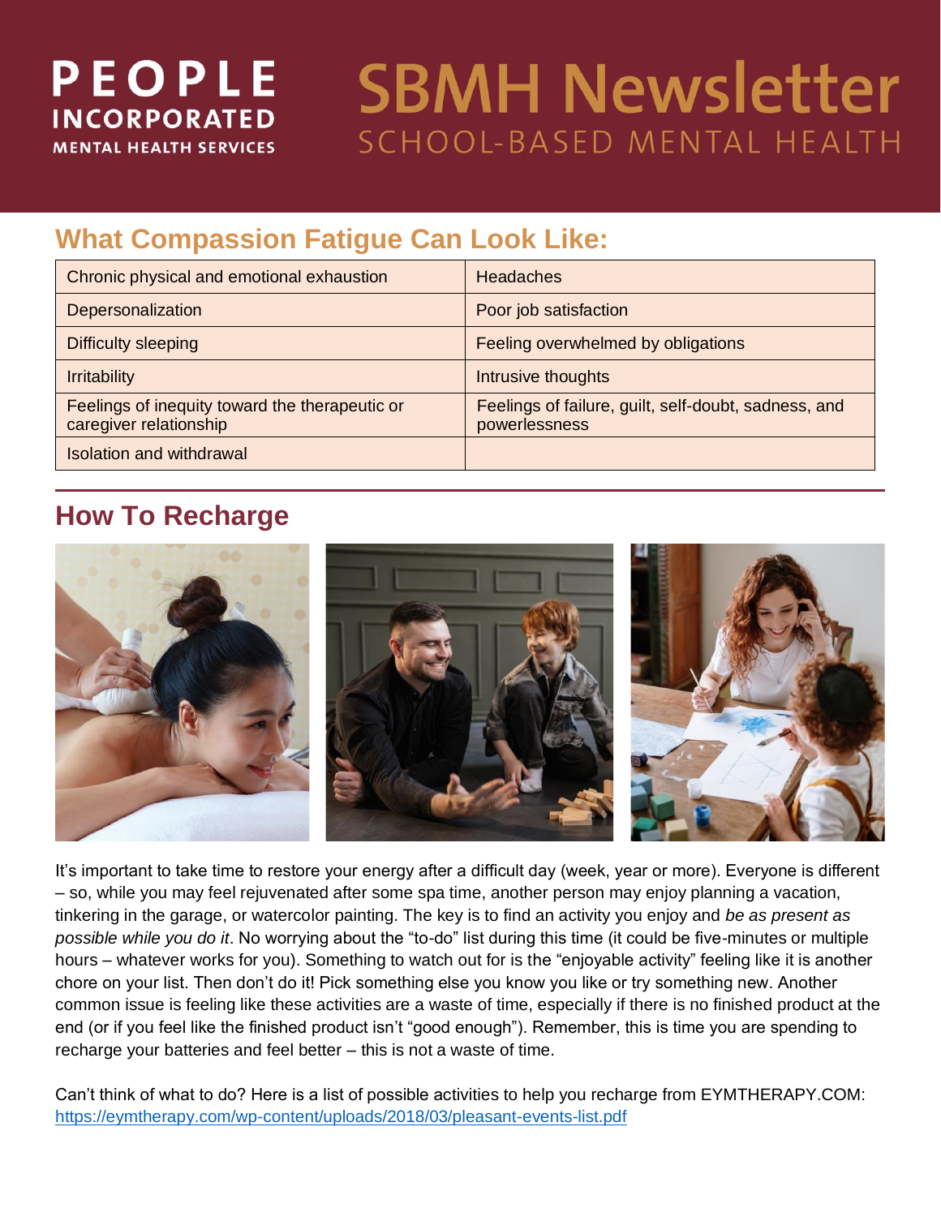# PEOPLE INCORPORATED MENTAL HEALTH SERVICES

# SBMH Newsletter

SCHOOL-BASED MENTAL HEALTH

## What Compassion Fatigue Can Look Like:

| | |
|---|---|
| Chronic physical and emotional exhaustion | Headaches |
| Depersonalization | Poor job satisfaction |
| Difficulty sleeping | Feeling overwhelmed by obligations |
| Irritability | Intrusive thoughts |
| Feelings of inequity toward the therapeutic or caregiver relationship | Feelings of failure, guilt, self-doubt, sadness, and powerlessness |
| Isolation and withdrawal | |

## How To Recharge

It's important to take time to restore your energy after a difficult day (week, year or more). Everyone is different – so, while you may feel rejuvenated after some spa time, another person may enjoy planning a vacation, tinkering in the garage, or watercolor painting. The key is to find an activity you enjoy and *be as present as possible while you do it*. No worrying about the "to-do" list during this time (it could be five-minutes or multiple hours – whatever works for you). Something to watch out for is the "enjoyable activity" feeling like it is another chore on your list. Then don't do it! Pick something else you know you like or try something new. Another common issue is feeling like these activities are a waste of time, especially if there is no finished product at the end (or if you feel like the finished product isn't "good enough"). Remember, this is time you are spending to recharge your batteries and feel better – this is not a waste of time.

Can't think of what to do? Here is a list of possible activities to help you recharge from EYMTHERAPY.COM: https://eymtherapy.com/wp-content/uploads/2018/03/pleasant-events-list.pdf